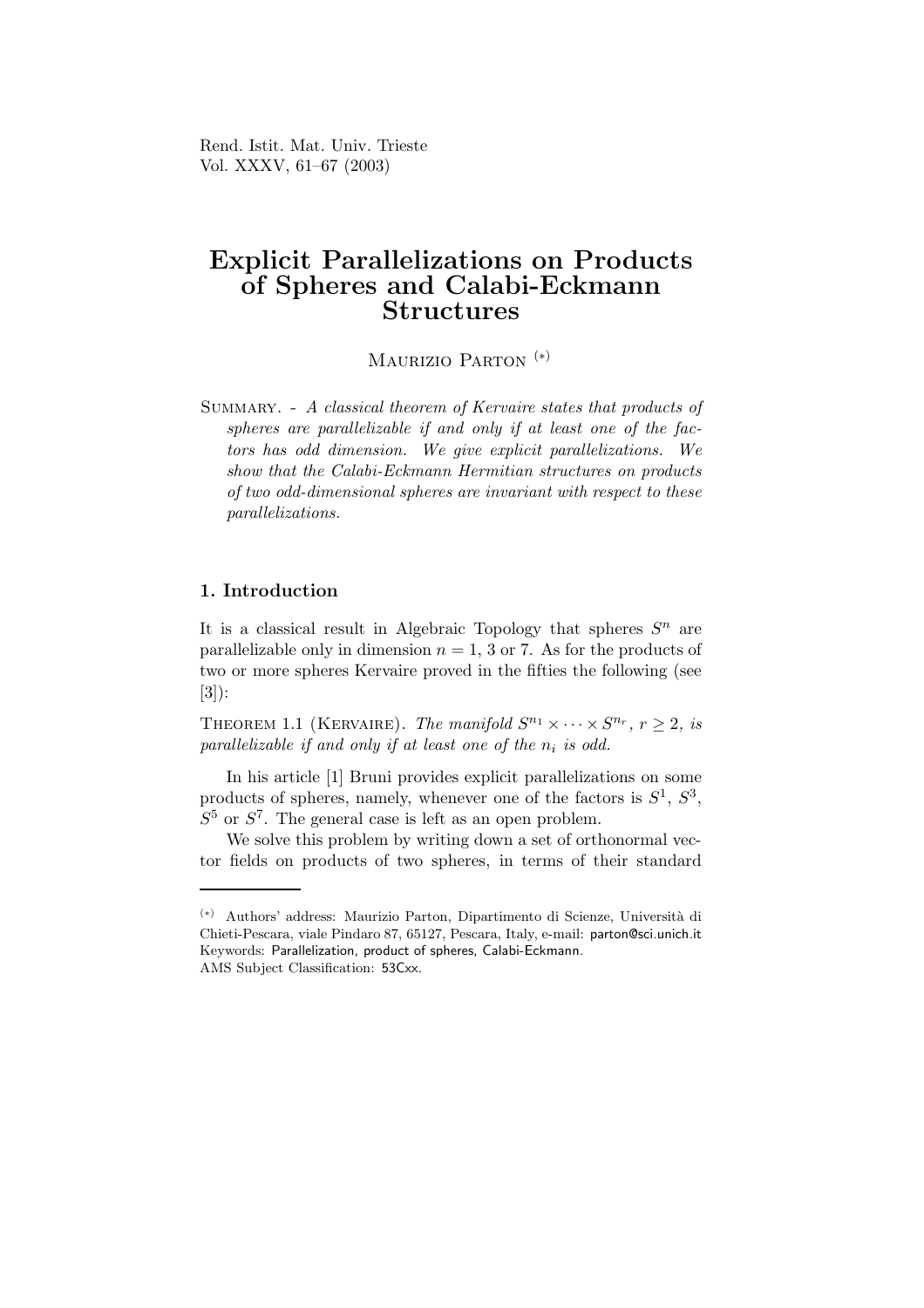# Explicit Parallelizations on Products of Spheres and Calabi-Eckmann Structures

Maurizio Parton (*)

Summary. - *A classical theorem of Kervaire states that products of spheres are parallelizable if and only if at least one of the factors has odd dimension. We give explicit parallelizations. We show that the Calabi-Eckmann Hermitian structures on products of two odd-dimensional spheres are invariant with respect to these parallelizations.*

## 1. Introduction

It is a classical result in Algebraic Topology that spheres $S^n$ are parallelizable only in dimension $n = 1$, 3 or 7. As for the products of two or more spheres Kervaire proved in the fifties the following (see [3]):

Theorem 1.1 (Kervaire). *The manifold $S^{n_1} \times \cdots \times S^{n_r}$, $r \geq 2$, is parallelizable if and only if at least one of the $n_i$ is odd.*

In his article [1] Bruni provides explicit parallelizations on some products of spheres, namely, whenever one of the factors is $S^1$, $S^3$, $S^5$ or $S^7$. The general case is left as an open problem.

We solve this problem by writing down a set of orthonormal vector fields on products of two spheres, in terms of their standard

---

(*) Authors' address: Maurizio Parton, Dipartimento di Scienze, Università di Chieti-Pescara, viale Pindaro 87, 65127, Pescara, Italy, e-mail: parton@sci.unich.it
Keywords: Parallelization, product of spheres, Calabi-Eckmann.
AMS Subject Classification: 53Cxx.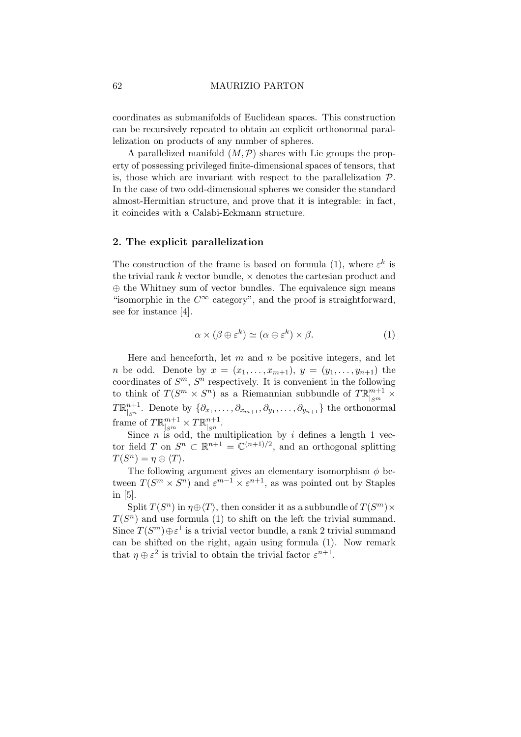coordinates as submanifolds of Euclidean spaces. This construction can be recursively repeated to obtain an explicit orthonormal parallelization on products of any number of spheres.

A parallelized manifold $(M, \mathcal{P})$ shares with Lie groups the property of possessing privileged finite-dimensional spaces of tensors, that is, those which are invariant with respect to the parallelization $\mathcal{P}$. In the case of two odd-dimensional spheres we consider the standard almost-Hermitian structure, and prove that it is integrable: in fact, it coincides with a Calabi-Eckmann structure.

## 2. The explicit parallelization

The construction of the frame is based on formula (1), where $\varepsilon^k$ is the trivial rank $k$ vector bundle, $\times$ denotes the cartesian product and $\oplus$ the Whitney sum of vector bundles. The equivalence sign means "isomorphic in the $C^\infty$ category", and the proof is straightforward, see for instance [4].

$$\alpha \times (\beta \oplus \varepsilon^k) \simeq (\alpha \oplus \varepsilon^k) \times \beta. \tag{1}$$

Here and henceforth, let $m$ and $n$ be positive integers, and let $n$ be odd. Denote by $x = (x_1, \ldots, x_{m+1})$, $y = (y_1, \ldots, y_{n+1})$ the coordinates of $S^m$, $S^n$ respectively. It is convenient in the following to think of $T(S^m \times S^n)$ as a Riemannian subbundle of $T\mathbb{R}^{m+1}_{|S^m} \times T\mathbb{R}^{n+1}_{|S^n}$. Denote by $\{\partial_{x_1}, \ldots, \partial_{x_{m+1}}, \partial_{y_1}, \ldots, \partial_{y_{n+1}}\}$ the orthonormal frame of $T\mathbb{R}^{m+1}_{|S^m} \times T\mathbb{R}^{n+1}_{|S^n}$.

Since $n$ is odd, the multiplication by $i$ defines a length 1 vector field $T$ on $S^n \subset \mathbb{R}^{n+1} = \mathbb{C}^{(n+1)/2}$, and an orthogonal splitting $T(S^n) = \eta \oplus \langle T \rangle$.

The following argument gives an elementary isomorphism $\phi$ between $T(S^m \times S^n)$ and $\varepsilon^{m-1} \times \varepsilon^{n+1}$, as was pointed out by Staples in [5].

Split $T(S^n)$ in $\eta \oplus \langle T \rangle$, then consider it as a subbundle of $T(S^m) \times T(S^n)$ and use formula (1) to shift on the left the trivial summand. Since $T(S^m) \oplus \varepsilon^1$ is a trivial vector bundle, a rank 2 trivial summand can be shifted on the right, again using formula (1). Now remark that $\eta \oplus \varepsilon^2$ is trivial to obtain the trivial factor $\varepsilon^{n+1}$.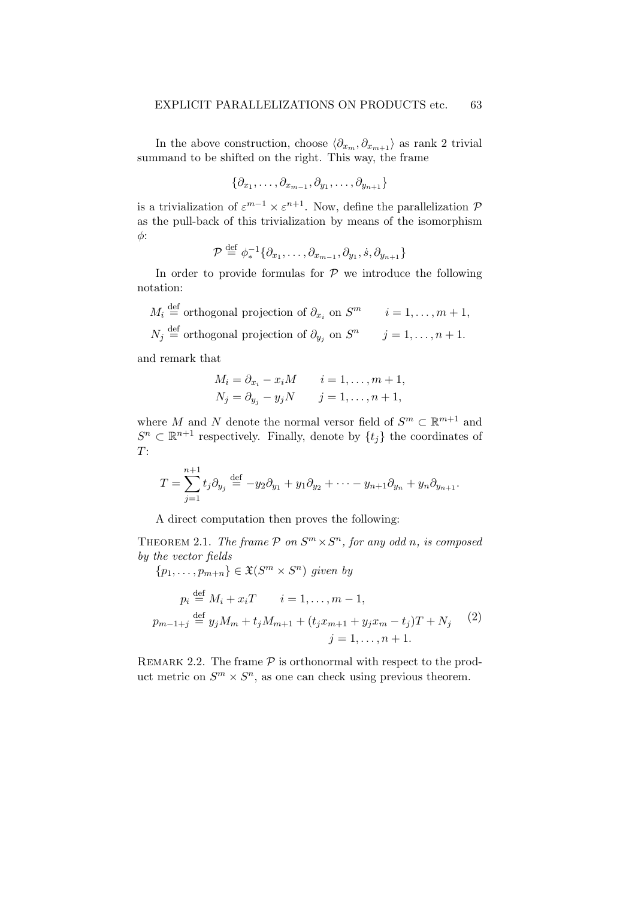In the above construction, choose $\langle \partial_{x_m}, \partial_{x_{m+1}} \rangle$ as rank 2 trivial summand to be shifted on the right. This way, the frame

$$\{\partial_{x_1}, \ldots, \partial_{x_{m-1}}, \partial_{y_1}, \ldots, \partial_{y_{n+1}}\}$$

is a trivialization of $\varepsilon^{m-1} \times \varepsilon^{n+1}$. Now, define the parallelization $\mathcal{P}$ as the pull-back of this trivialization by means of the isomorphism $\phi$:

$$\mathcal{P} \stackrel{\text{def}}{=} \phi_*^{-1}\{\partial_{x_1}, \ldots, \partial_{x_{m-1}}, \partial_{y_1}, \dot{s}, \partial_{y_{n+1}}\}$$

In order to provide formulas for $\mathcal{P}$ we introduce the following notation:

$$M_i \stackrel{\text{def}}{=} \text{orthogonal projection of } \partial_{x_i} \text{ on } S^m \qquad i = 1, \ldots, m+1,$$
$$N_j \stackrel{\text{def}}{=} \text{orthogonal projection of } \partial_{y_j} \text{ on } S^n \qquad j = 1, \ldots, n+1.$$

and remark that

$$M_i = \partial_{x_i} - x_i M \qquad i = 1, \ldots, m+1,$$
$$N_j = \partial_{y_j} - y_j N \qquad j = 1, \ldots, n+1,$$

where $M$ and $N$ denote the normal versor field of $S^m \subset \mathbb{R}^{m+1}$ and $S^n \subset \mathbb{R}^{n+1}$ respectively. Finally, denote by $\{t_j\}$ the coordinates of $T$:

$$T = \sum_{j=1}^{n+1} t_j \partial_{y_j} \stackrel{\text{def}}{=} -y_2\partial_{y_1} + y_1\partial_{y_2} + \cdots - y_{n+1}\partial_{y_n} + y_n\partial_{y_{n+1}}.$$

A direct computation then proves the following:

**Theorem 2.1.** *The frame $\mathcal{P}$ on $S^m \times S^n$, for any odd $n$, is composed by the vector fields*
$\{p_1, \ldots, p_{m+n}\} \in \mathfrak{X}(S^m \times S^n)$ *given by*

$$\begin{aligned} p_i &\stackrel{\text{def}}{=} M_i + x_i T \qquad i = 1, \ldots, m-1, \\ p_{m-1+j} &\stackrel{\text{def}}{=} y_j M_m + t_j M_{m+1} + (t_j x_{m+1} + y_j x_m - t_j)T + N_j \\ &\qquad\qquad j = 1, \ldots, n+1. \end{aligned} \tag{2}$$

Remark 2.2. The frame $\mathcal{P}$ is orthonormal with respect to the product metric on $S^m \times S^n$, as one can check using previous theorem.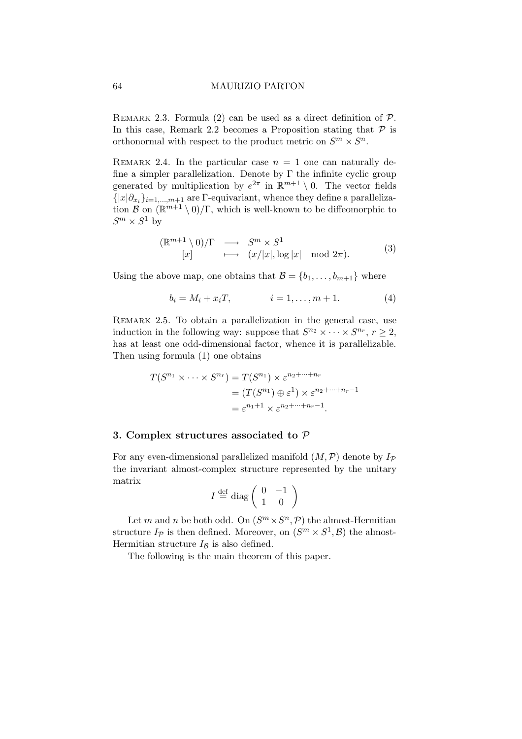Remark 2.3. Formula (2) can be used as a direct definition of $\mathcal{P}$. In this case, Remark 2.2 becomes a Proposition stating that $\mathcal{P}$ is orthonormal with respect to the product metric on $S^m \times S^n$.

Remark 2.4. In the particular case $n = 1$ one can naturally define a simpler parallelization. Denote by $\Gamma$ the infinite cyclic group generated by multiplication by $e^{2\pi}$ in $\mathbb{R}^{m+1} \setminus 0$. The vector fields $\{|x|\partial_{x_i}\}_{i=1,\dots,m+1}$ are $\Gamma$-equivariant, whence they define a parallelization $\mathcal{B}$ on $(\mathbb{R}^{m+1} \setminus 0)/\Gamma$, which is well-known to be diffeomorphic to $S^m \times S^1$ by

$$
\begin{array}{ccc}
(\mathbb{R}^{m+1} \setminus 0)/\Gamma & \longrightarrow & S^m \times S^1 \\
{[x]} & \longmapsto & (x/|x|, \log|x| \mod 2\pi).
\end{array}
\tag{3}
$$

Using the above map, one obtains that $\mathcal{B} = \{b_1, \dots, b_{m+1}\}$ where

$$
b_i = M_i + x_i T, \qquad i = 1, \dots, m+1. \tag{4}
$$

Remark 2.5. To obtain a parallelization in the general case, use induction in the following way: suppose that $S^{n_2} \times \cdots \times S^{n_r}$, $r \geq 2$, has at least one odd-dimensional factor, whence it is parallelizable. Then using formula (1) one obtains

$$
\begin{aligned}
T(S^{n_1} \times \cdots \times S^{n_r}) &= T(S^{n_1}) \times \varepsilon^{n_2+\cdots+n_r} \\
&= (T(S^{n_1}) \oplus \varepsilon^1) \times \varepsilon^{n_2+\cdots+n_r-1} \\
&= \varepsilon^{n_1+1} \times \varepsilon^{n_2+\cdots+n_r-1}.
\end{aligned}
$$

## 3. Complex structures associated to $\mathcal{P}$

For any even-dimensional parallelized manifold $(M, \mathcal{P})$ denote by $I_{\mathcal{P}}$ the invariant almost-complex structure represented by the unitary matrix

$$
I \stackrel{\text{def}}{=} \operatorname{diag}\begin{pmatrix} 0 & -1 \\ 1 & 0 \end{pmatrix}
$$

Let $m$ and $n$ be both odd. On $(S^m \times S^n, \mathcal{P})$ the almost-Hermitian structure $I_{\mathcal{P}}$ is then defined. Moreover, on $(S^m \times S^1, \mathcal{B})$ the almost-Hermitian structure $I_{\mathcal{B}}$ is also defined.

The following is the main theorem of this paper.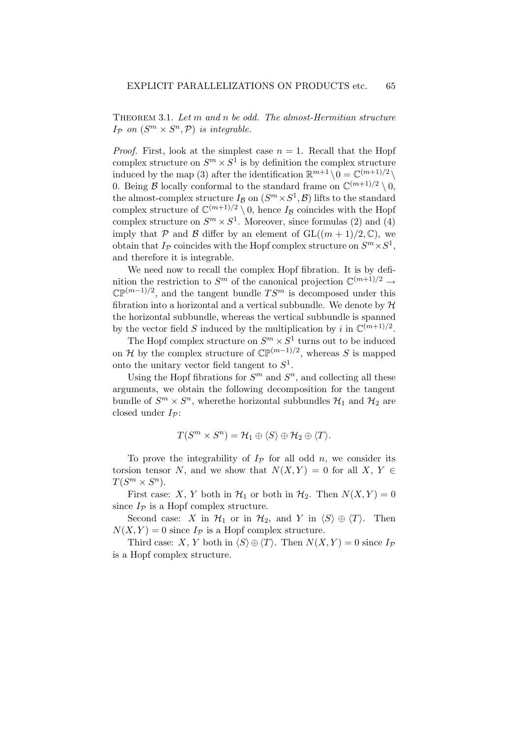**Theorem 3.1.** *Let $m$ and $n$ be odd. The almost-Hermitian structure $I_{\mathcal{P}}$ on $(S^m \times S^n, \mathcal{P})$ is integrable.*

*Proof.* First, look at the simplest case $n = 1$. Recall that the Hopf complex structure on $S^m \times S^1$ is by definition the complex structure induced by the map (3) after the identification $\mathbb{R}^{m+1} \setminus 0 = \mathbb{C}^{(m+1)/2} \setminus 0$. Being $\mathcal{B}$ locally conformal to the standard frame on $\mathbb{C}^{(m+1)/2} \setminus 0$, the almost-complex structure $I_{\mathcal{B}}$ on $(S^m \times S^1, \mathcal{B})$ lifts to the standard complex structure of $\mathbb{C}^{(m+1)/2} \setminus 0$, hence $I_{\mathcal{B}}$ coincides with the Hopf complex structure on $S^m \times S^1$. Moreover, since formulas (2) and (4) imply that $\mathcal{P}$ and $\mathcal{B}$ differ by an element of $\mathrm{GL}((m+1)/2, \mathbb{C})$, we obtain that $I_{\mathcal{P}}$ coincides with the Hopf complex structure on $S^m \times S^1$, and therefore it is integrable.

We need now to recall the complex Hopf fibration. It is by definition the restriction to $S^m$ of the canonical projection $\mathbb{C}^{(m+1)/2} \to \mathbb{CP}^{(m-1)/2}$, and the tangent bundle $TS^m$ is decomposed under this fibration into a horizontal and a vertical subbundle. We denote by $\mathcal{H}$ the horizontal subbundle, whereas the vertical subbundle is spanned by the vector field $S$ induced by the multiplication by $i$ in $\mathbb{C}^{(m+1)/2}$.

The Hopf complex structure on $S^m \times S^1$ turns out to be induced on $\mathcal{H}$ by the complex structure of $\mathbb{CP}^{(m-1)/2}$, whereas $S$ is mapped onto the unitary vector field tangent to $S^1$.

Using the Hopf fibrations for $S^m$ and $S^n$, and collecting all these arguments, we obtain the following decomposition for the tangent bundle of $S^m \times S^n$, wherethe horizontal subbundles $\mathcal{H}_1$ and $\mathcal{H}_2$ are closed under $I_{\mathcal{P}}$:

$$T(S^m \times S^n) = \mathcal{H}_1 \oplus \langle S \rangle \oplus \mathcal{H}_2 \oplus \langle T \rangle.$$

To prove the integrability of $I_{\mathcal{P}}$ for all odd $n$, we consider its torsion tensor $N$, and we show that $N(X,Y) = 0$ for all $X$, $Y \in T(S^m \times S^n)$.

First case: $X$, $Y$ both in $\mathcal{H}_1$ or both in $\mathcal{H}_2$. Then $N(X,Y) = 0$ since $I_{\mathcal{P}}$ is a Hopf complex structure.

Second case: $X$ in $\mathcal{H}_1$ or in $\mathcal{H}_2$, and $Y$ in $\langle S \rangle \oplus \langle T \rangle$. Then $N(X,Y) = 0$ since $I_{\mathcal{P}}$ is a Hopf complex structure.

Third case: $X$, $Y$ both in $\langle S \rangle \oplus \langle T \rangle$. Then $N(X,Y) = 0$ since $I_{\mathcal{P}}$ is a Hopf complex structure.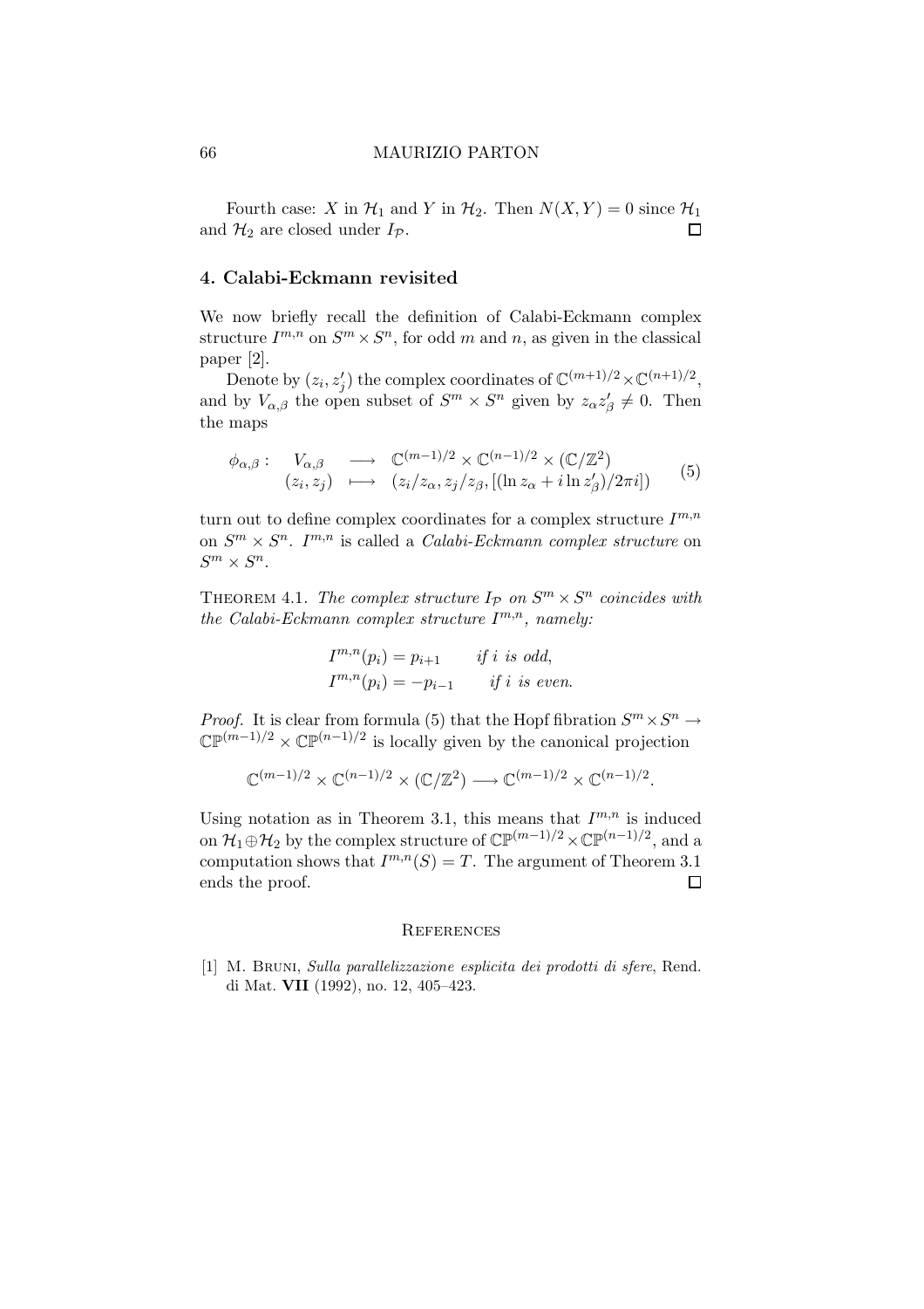Fourth case: $X$ in $\mathcal{H}_1$ and $Y$ in $\mathcal{H}_2$. Then $N(X,Y) = 0$ since $\mathcal{H}_1$ and $\mathcal{H}_2$ are closed under $I_\mathcal{P}$. □

## 4. Calabi-Eckmann revisited

We now briefly recall the definition of Calabi-Eckmann complex structure $I^{m,n}$ on $S^m \times S^n$, for odd $m$ and $n$, as given in the classical paper [2].

Denote by $(z_i, z'_j)$ the complex coordinates of $\mathbb{C}^{(m+1)/2} \times \mathbb{C}^{(n+1)/2}$, and by $V_{\alpha,\beta}$ the open subset of $S^m \times S^n$ given by $z_\alpha z'_\beta \neq 0$. Then the maps

$$\begin{array}{cccc} \phi_{\alpha,\beta}: & V_{\alpha,\beta} & \longrightarrow & \mathbb{C}^{(m-1)/2} \times \mathbb{C}^{(n-1)/2} \times (\mathbb{C}/\mathbb{Z}^2) \\ & (z_i, z_j) & \longmapsto & (z_i/z_\alpha, z_j/z_\beta, [(\ln z_\alpha + i \ln z'_\beta)/2\pi i]) \end{array} \tag{5}$$

turn out to define complex coordinates for a complex structure $I^{m,n}$ on $S^m \times S^n$. $I^{m,n}$ is called a *Calabi-Eckmann complex structure* on $S^m \times S^n$.

Theorem 4.1. *The complex structure $I_\mathcal{P}$ on $S^m \times S^n$ coincides with the Calabi-Eckmann complex structure $I^{m,n}$, namely:*

$$\begin{aligned} I^{m,n}(p_i) &= p_{i+1} \qquad \text{if } i \text{ is odd}, \\ I^{m,n}(p_i) &= -p_{i-1} \qquad \text{if } i \text{ is even}. \end{aligned}$$

*Proof.* It is clear from formula (5) that the Hopf fibration $S^m \times S^n \to \mathbb{CP}^{(m-1)/2} \times \mathbb{CP}^{(n-1)/2}$ is locally given by the canonical projection

$$\mathbb{C}^{(m-1)/2} \times \mathbb{C}^{(n-1)/2} \times (\mathbb{C}/\mathbb{Z}^2) \longrightarrow \mathbb{C}^{(m-1)/2} \times \mathbb{C}^{(n-1)/2}.$$

Using notation as in Theorem 3.1, this means that $I^{m,n}$ is induced on $\mathcal{H}_1 \oplus \mathcal{H}_2$ by the complex structure of $\mathbb{CP}^{(m-1)/2} \times \mathbb{CP}^{(n-1)/2}$, and a computation shows that $I^{m,n}(S) = T$. The argument of Theorem 3.1 ends the proof. □

## References

[1] M. Bruni, *Sulla parallelizzazione esplicita dei prodotti di sfere*, Rend. di Mat. **VII** (1992), no. 12, 405–423.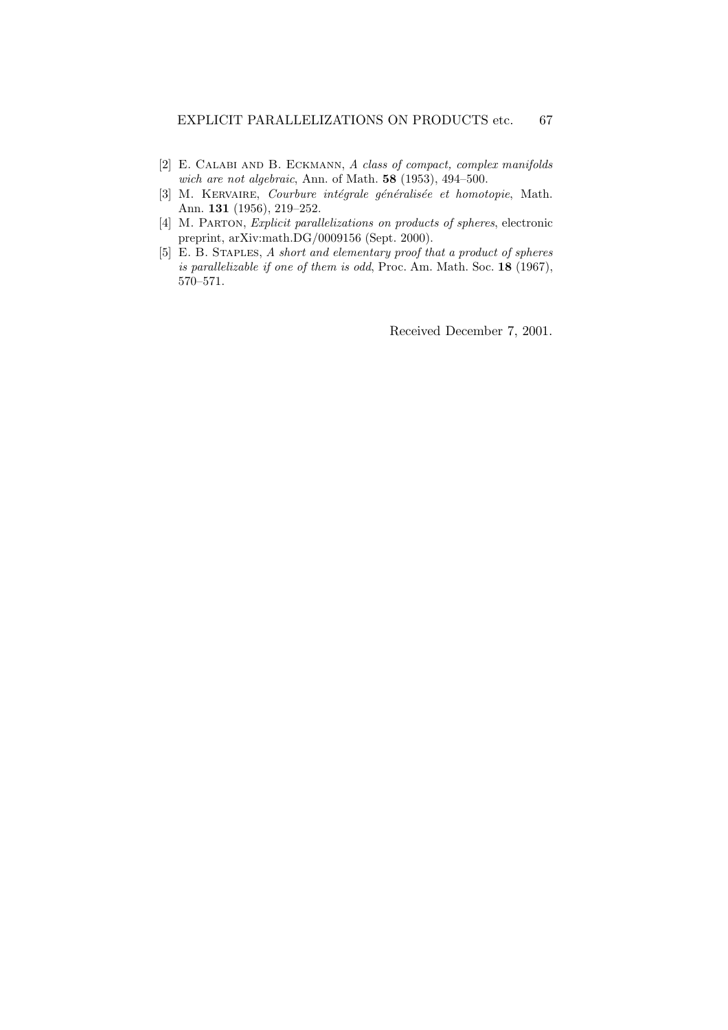[2] E. Calabi and B. Eckmann, *A class of compact, complex manifolds wich are not algebraic*, Ann. of Math. **58** (1953), 494–500.

[3] M. Kervaire, *Courbure intégrale généralisée et homotopie*, Math. Ann. **131** (1956), 219–252.

[4] M. Parton, *Explicit parallelizations on products of spheres*, electronic preprint, arXiv:math.DG/0009156 (Sept. 2000).

[5] E. B. Staples, *A short and elementary proof that a product of spheres is parallelizable if one of them is odd*, Proc. Am. Math. Soc. **18** (1967), 570–571.

Received December 7, 2001.